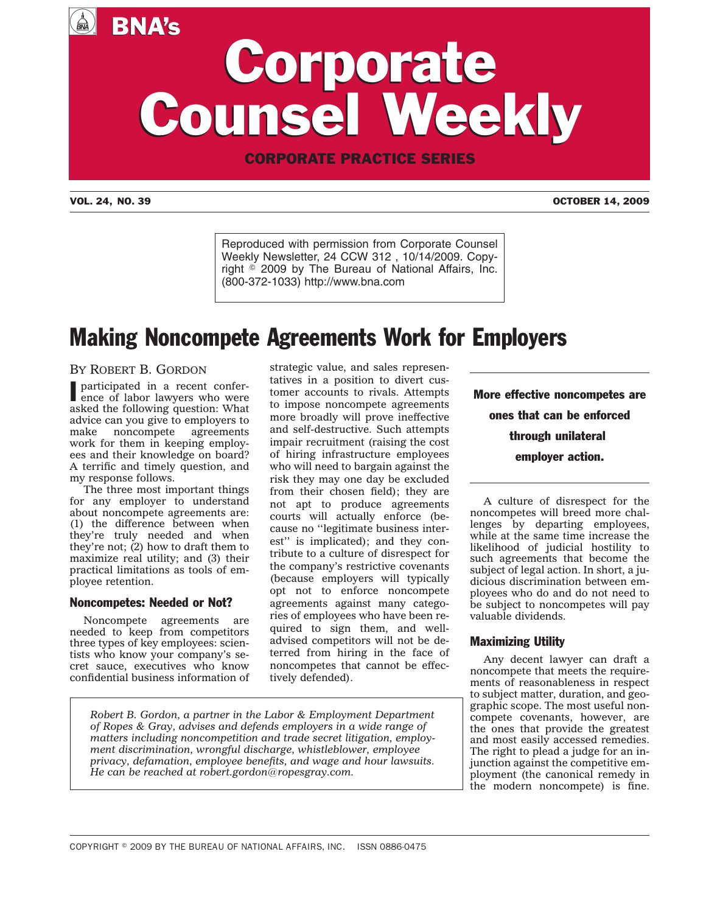# BNA's Corporate Counsel Weekly

CORPORATE PRACTICE SERIES

VOL. 24, NO. 39 — OCTOBER 14, 2009

Reproduced with permission from Corporate Counsel Weekly Newsletter, 24 CCW 312 , 10/14/2009. Copyright © 2009 by The Bureau of National Affairs, Inc. (800-372-1033) http://www.bna.com

## Making Noncompete Agreements Work for Employers

BY ROBERT B. GORDON

I participated in a recent conference of labor lawyers who were asked the following question: What advice can you give to employers to make noncompete agreements work for them in keeping employees and their knowledge on board? A terrific and timely question, and my response follows.

The three most important things for any employer to understand about noncompete agreements are: (1) the difference between when they're truly needed and when they're not; (2) how to draft them to maximize real utility; and (3) their practical limitations as tools of employee retention.

### Noncompetes: Needed or Not?

Noncompete agreements are needed to keep from competitors three types of key employees: scientists who know your company's secret sauce, executives who know confidential business information of strategic value, and sales representatives in a position to divert customer accounts to rivals. Attempts to impose noncompete agreements more broadly will prove ineffective and self-destructive. Such attempts impair recruitment (raising the cost of hiring infrastructure employees who will need to bargain against the risk they may one day be excluded from their chosen field); they are not apt to produce agreements courts will actually enforce (because no ''legitimate business interest'' is implicated); and they contribute to a culture of disrespect for the company's restrictive covenants (because employers will typically opt not to enforce noncompete agreements against many categories of employees who have been required to sign them, and well-advised competitors will not be deterred from hiring in the face of noncompetes that cannot be effectively defended).

> **More effective noncompetes are ones that can be enforced through unilateral employer action.**

A culture of disrespect for the noncompetes will breed more challenges by departing employees, while at the same time increase the likelihood of judicial hostility to such agreements that become the subject of legal action. In short, a judicious discrimination between employees who do and do not need to be subject to noncompetes will pay valuable dividends.

### Maximizing Utility

Any decent lawyer can draft a noncompete that meets the requirements of reasonableness in respect to subject matter, duration, and geographic scope. The most useful noncompete covenants, however, are the ones that provide the greatest and most easily accessed remedies. The right to plead a judge for an injunction against the competitive employment (the canonical remedy in the modern noncompete) is fine.

*Robert B. Gordon, a partner in the Labor & Employment Department of Ropes & Gray, advises and defends employers in a wide range of matters including noncompetition and trade secret litigation, employment discrimination, wrongful discharge, whistleblower, employee privacy, defamation, employee benefits, and wage and hour lawsuits. He can be reached at robert.gordon@ropesgray.com.*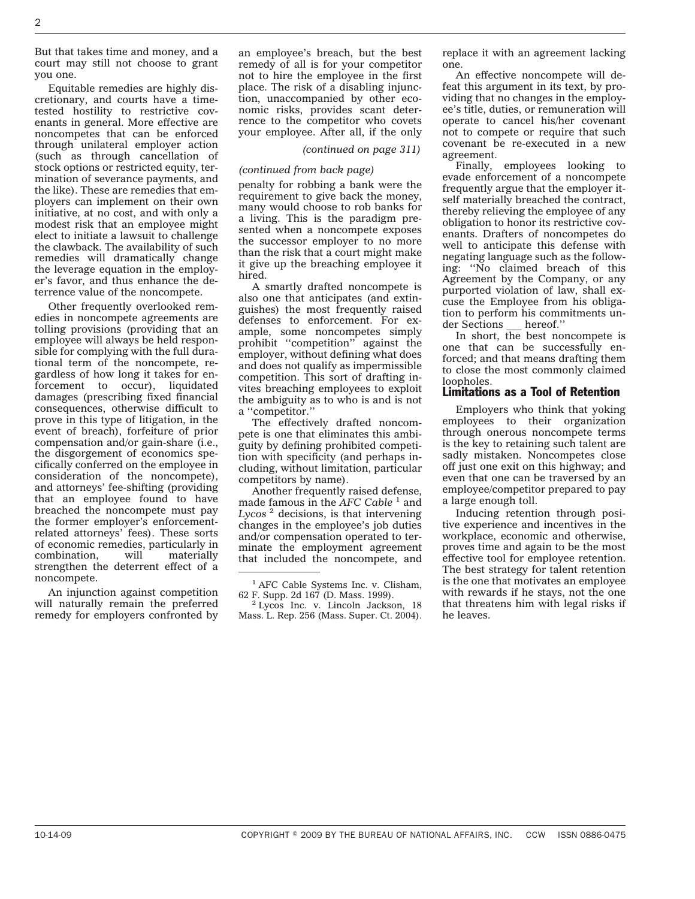But that takes time and money, and a court may still not choose to grant you one.

Equitable remedies are highly discretionary, and courts have a time-tested hostility to restrictive covenants in general. More effective are noncompetes that can be enforced through unilateral employer action (such as through cancellation of stock options or restricted equity, termination of severance payments, and the like). These are remedies that employers can implement on their own initiative, at no cost, and with only a modest risk that an employee might elect to initiate a lawsuit to challenge the clawback. The availability of such remedies will dramatically change the leverage equation in the employer's favor, and thus enhance the deterrence value of the noncompete.

Other frequently overlooked remedies in noncompete agreements are tolling provisions (providing that an employee will always be held responsible for complying with the full durational term of the noncompete, regardless of how long it takes for enforcement to occur), liquidated damages (prescribing fixed financial consequences, otherwise difficult to prove in this type of litigation, in the event of breach), forfeiture of prior compensation and/or gain-share (i.e., the disgorgement of economics specifically conferred on the employee in consideration of the noncompete), and attorneys' fee-shifting (providing that an employee found to have breached the noncompete must pay the former employer's enforcement-related attorneys' fees). These sorts of economic remedies, particularly in combination, will materially strengthen the deterrent effect of a noncompete.

An injunction against competition will naturally remain the preferred remedy for employers confronted by an employee's breach, but the best remedy of all is for your competitor not to hire the employee in the first place. The risk of a disabling injunction, unaccompanied by other economic risks, provides scant deterrence to the competitor who covets your employee. After all, if the only

*(continued on page 311)*

*(continued from back page)*

penalty for robbing a bank were the requirement to give back the money, many would choose to rob banks for a living. This is the paradigm presented when a noncompete exposes the successor employer to no more than the risk that a court might make it give up the breaching employee it hired.

A smartly drafted noncompete is also one that anticipates (and extinguishes) the most frequently raised defenses to enforcement. For example, some noncompetes simply prohibit "competition" against the employer, without defining what does and does not qualify as impermissible competition. This sort of drafting invites breaching employees to exploit the ambiguity as to who is and is not a "competitor."

The effectively drafted noncompete is one that eliminates this ambiguity by defining prohibited competition with specificity (and perhaps including, without limitation, particular competitors by name).

Another frequently raised defense, made famous in the *AFC Cable* [1] and *Lycos* [2] decisions, is that intervening changes in the employee's job duties and/or compensation operated to terminate the employment agreement that included the noncompete, and replace it with an agreement lacking one.

An effective noncompete will defeat this argument in its text, by providing that no changes in the employee's title, duties, or remuneration will operate to cancel his/her covenant not to compete or require that such covenant be re-executed in a new agreement.

Finally, employees looking to evade enforcement of a noncompete frequently argue that the employer itself materially breached the contract, thereby relieving the employee of any obligation to honor its restrictive covenants. Drafters of noncompetes do well to anticipate this defense with negating language such as the following: "No claimed breach of this Agreement by the Company, or any purported violation of law, shall excuse the Employee from his obligation to perform his commitments under Sections ___ hereof."

In short, the best noncompete is one that can be successfully enforced; and that means drafting them to close the most commonly claimed loopholes.

## Limitations as a Tool of Retention

Employers who think that yoking employees to their organization through onerous noncompete terms is the key to retaining such talent are sadly mistaken. Noncompetes close off just one exit on this highway; and even that one can be traversed by an employee/competitor prepared to pay a large enough toll.

Inducing retention through positive experience and incentives in the workplace, economic and otherwise, proves time and again to be the most effective tool for employee retention. The best strategy for talent retention is the one that motivates an employee with rewards if he stays, not the one that threatens him with legal risks if he leaves.

[1] AFC Cable Systems Inc. v. Clisham, 62 F. Supp. 2d 167 (D. Mass. 1999).

[2] Lycos Inc. v. Lincoln Jackson, 18 Mass. L. Rep. 256 (Mass. Super. Ct. 2004).